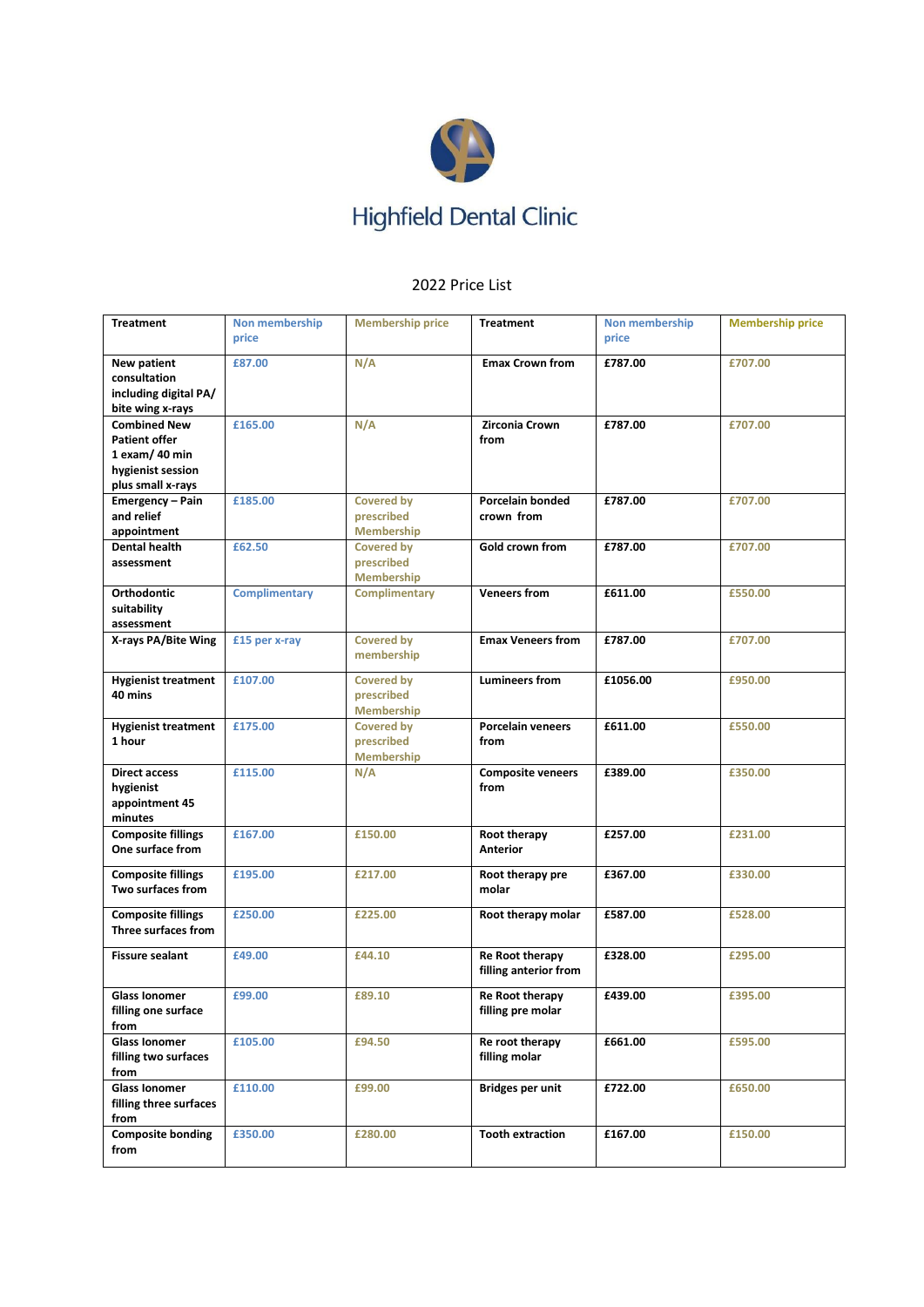# Highfield Dental Clinic

2022 Price List

| Treatment | Non membership price | Membership price | Treatment | Non membership price | Membership price |
|---|---|---|---|---|---|
| New patient consultation including digital PA/ bite wing x-rays | £87.00 | N/A | Emax Crown from | £787.00 | £707.00 |
| Combined New Patient offer 1 exam/ 40 min hygienist session plus small x-rays | £165.00 | N/A | Zirconia Crown from | £787.00 | £707.00 |
| Emergency – Pain and relief appointment | £185.00 | Covered by prescribed Membership | Porcelain bonded crown from | £787.00 | £707.00 |
| Dental health assessment | £62.50 | Covered by prescribed Membership | Gold crown from | £787.00 | £707.00 |
| Orthodontic suitability assessment | Complimentary | Complimentary | Veneers from | £611.00 | £550.00 |
| X-rays PA/Bite Wing | £15 per x-ray | Covered by membership | Emax Veneers from | £787.00 | £707.00 |
| Hygienist treatment 40 mins | £107.00 | Covered by prescribed Membership | Lumineers from | £1056.00 | £950.00 |
| Hygienist treatment 1 hour | £175.00 | Covered by prescribed Membership | Porcelain veneers from | £611.00 | £550.00 |
| Direct access hygienist appointment 45 minutes | £115.00 | N/A | Composite veneers from | £389.00 | £350.00 |
| Composite fillings One surface from | £167.00 | £150.00 | Root therapy Anterior | £257.00 | £231.00 |
| Composite fillings Two surfaces from | £195.00 | £217.00 | Root therapy pre molar | £367.00 | £330.00 |
| Composite fillings Three surfaces from | £250.00 | £225.00 | Root therapy molar | £587.00 | £528.00 |
| Fissure sealant | £49.00 | £44.10 | Re Root therapy filling anterior from | £328.00 | £295.00 |
| Glass Ionomer filling one surface from | £99.00 | £89.10 | Re Root therapy filling pre molar | £439.00 | £395.00 |
| Glass Ionomer filling two surfaces from | £105.00 | £94.50 | Re root therapy filling molar | £661.00 | £595.00 |
| Glass Ionomer filling three surfaces from | £110.00 | £99.00 | Bridges per unit | £722.00 | £650.00 |
| Composite bonding from | £350.00 | £280.00 | Tooth extraction | £167.00 | £150.00 |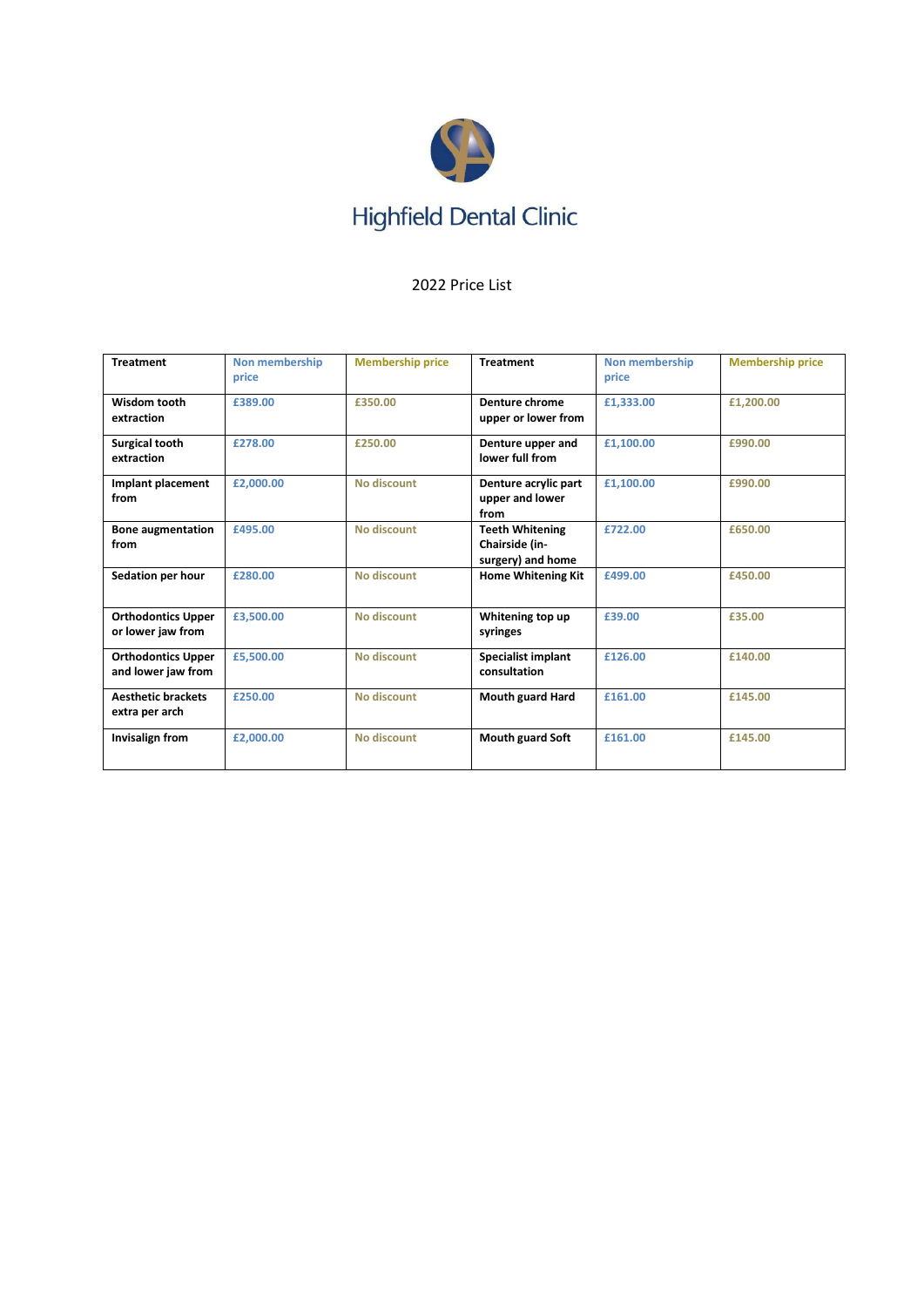# Highfield Dental Clinic

2022 Price List

| Treatment | Non membership price | Membership price | Treatment | Non membership price | Membership price |
|---|---|---|---|---|---|
| **Wisdom tooth extraction** | £389.00 | £350.00 | **Denture chrome upper or lower from** | £1,333.00 | £1,200.00 |
| **Surgical tooth extraction** | £278.00 | £250.00 | **Denture upper and lower full from** | £1,100.00 | £990.00 |
| **Implant placement from** | £2,000.00 | No discount | **Denture acrylic part upper and lower from** | £1,100.00 | £990.00 |
| **Bone augmentation from** | £495.00 | No discount | **Teeth Whitening Chairside (in-surgery) and home** | £722.00 | £650.00 |
| **Sedation per hour** | £280.00 | No discount | **Home Whitening Kit** | £499.00 | £450.00 |
| **Orthodontics Upper or lower jaw from** | £3,500.00 | No discount | **Whitening top up syringes** | £39.00 | £35.00 |
| **Orthodontics Upper and lower jaw from** | £5,500.00 | No discount | **Specialist implant consultation** | £126.00 | £140.00 |
| **Aesthetic brackets extra per arch** | £250.00 | No discount | **Mouth guard Hard** | £161.00 | £145.00 |
| **Invisalign from** | £2,000.00 | No discount | **Mouth guard Soft** | £161.00 | £145.00 |